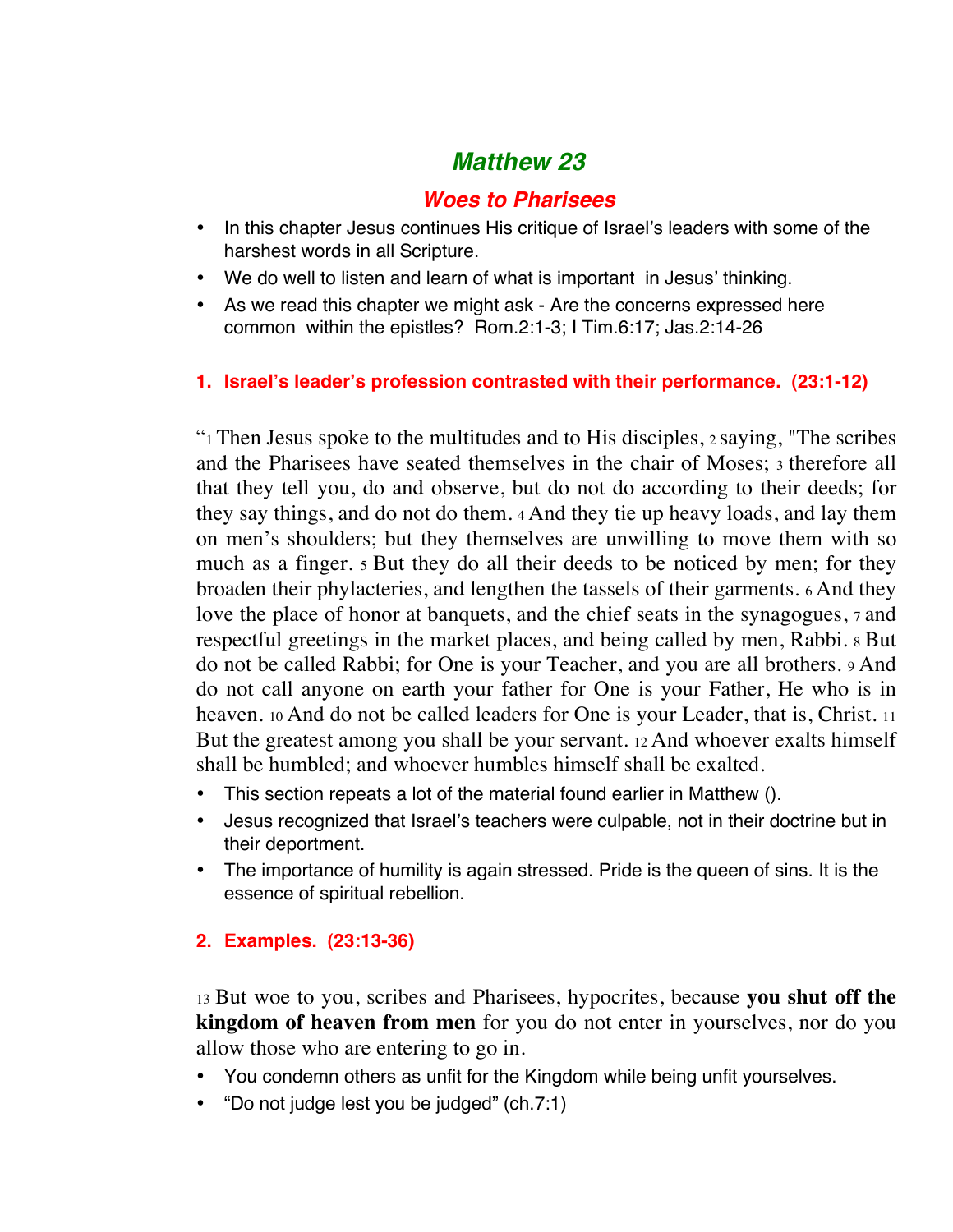# Matthew 23

## *Woes to Pharisees*

- In this chapter Jesus continues His critique of Israel's leaders with some of the harshest words in all Scripture.
- We do well to listen and learn of what is important in Jesus' thinking.
- As we read this chapter we might ask - Are the concerns expressed here common within the epistles? Rom.2:1-3; I Tim.6:17; Jas.2:14-26

### 1. Israel's leader's profession contrasted with their performance. (23:1-12)

"1 Then Jesus spoke to the multitudes and to His disciples, 2 saying, "The scribes and the Pharisees have seated themselves in the chair of Moses; 3 therefore all that they tell you, do and observe, but do not do according to their deeds; for they say things, and do not do them. 4 And they tie up heavy loads, and lay them on men's shoulders; but they themselves are unwilling to move them with so much as a finger. 5 But they do all their deeds to be noticed by men; for they broaden their phylacteries, and lengthen the tassels of their garments. 6 And they love the place of honor at banquets, and the chief seats in the synagogues, 7 and respectful greetings in the market places, and being called by men, Rabbi. 8 But do not be called Rabbi; for One is your Teacher, and you are all brothers. 9 And do not call anyone on earth your father for One is your Father, He who is in heaven. 10 And do not be called leaders for One is your Leader, that is, Christ. 11 But the greatest among you shall be your servant. 12 And whoever exalts himself shall be humbled; and whoever humbles himself shall be exalted.

- This section repeats a lot of the material found earlier in Matthew ().
- Jesus recognized that Israel's teachers were culpable, not in their doctrine but in their deportment.
- The importance of humility is again stressed. Pride is the queen of sins. It is the essence of spiritual rebellion.

### 2. Examples. (23:13-36)

13 But woe to you, scribes and Pharisees, hypocrites, because **you shut off the kingdom of heaven from men** for you do not enter in yourselves, nor do you allow those who are entering to go in.

- You condemn others as unfit for the Kingdom while being unfit yourselves.
- "Do not judge lest you be judged" (ch.7:1)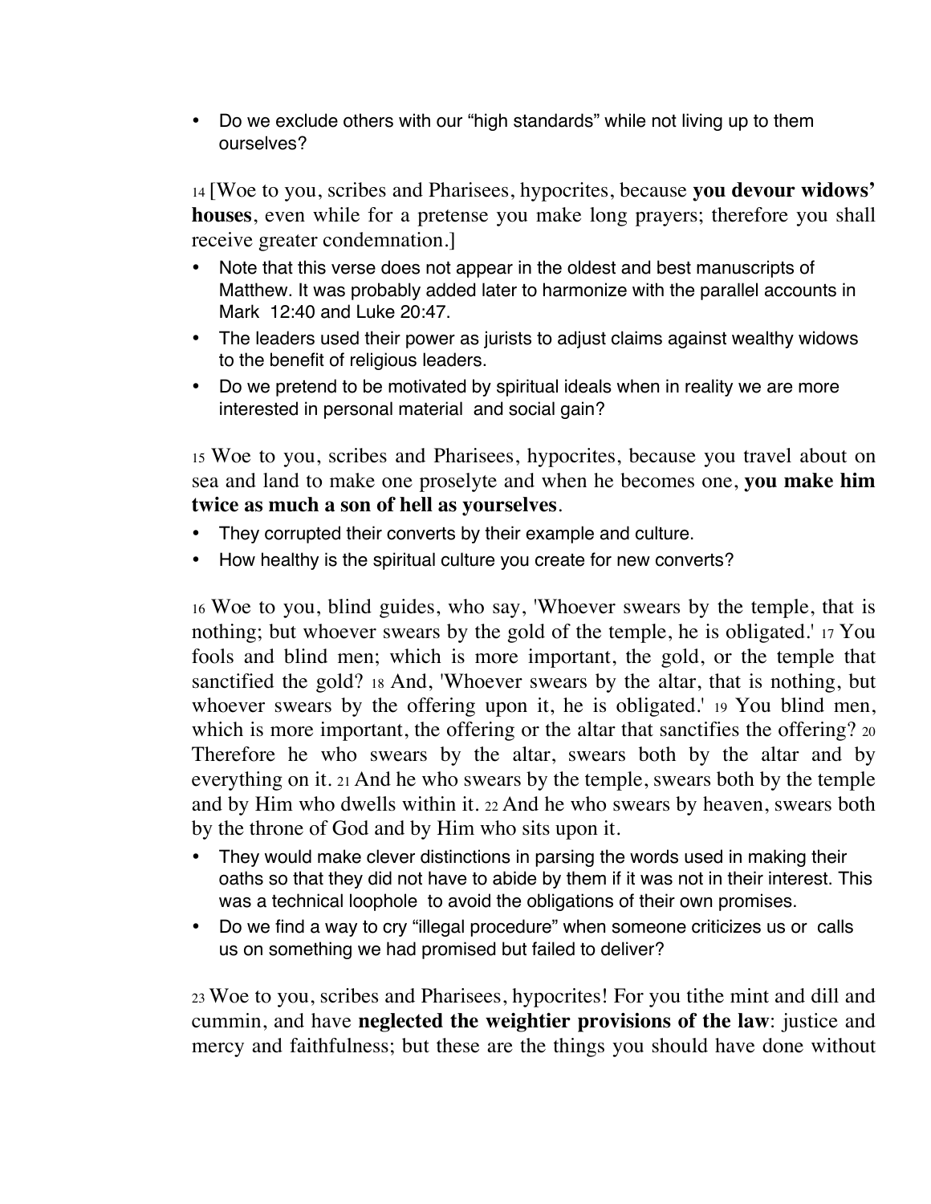- Do we exclude others with our “high standards” while not living up to them ourselves?

14 [Woe to you, scribes and Pharisees, hypocrites, because **you devour widows’ houses**, even while for a pretense you make long prayers; therefore you shall receive greater condemnation.]

- Note that this verse does not appear in the oldest and best manuscripts of Matthew. It was probably added later to harmonize with the parallel accounts in Mark 12:40 and Luke 20:47.
- The leaders used their power as jurists to adjust claims against wealthy widows to the benefit of religious leaders.
- Do we pretend to be motivated by spiritual ideals when in reality we are more interested in personal material and social gain?

15 Woe to you, scribes and Pharisees, hypocrites, because you travel about on sea and land to make one proselyte and when he becomes one, **you make him twice as much a son of hell as yourselves**.

- They corrupted their converts by their example and culture.
- How healthy is the spiritual culture you create for new converts?

16 Woe to you, blind guides, who say, 'Whoever swears by the temple, that is nothing; but whoever swears by the gold of the temple, he is obligated.' 17 You fools and blind men; which is more important, the gold, or the temple that sanctified the gold? 18 And, 'Whoever swears by the altar, that is nothing, but whoever swears by the offering upon it, he is obligated.' 19 You blind men, which is more important, the offering or the altar that sanctifies the offering? 20 Therefore he who swears by the altar, swears both by the altar and by everything on it. 21 And he who swears by the temple, swears both by the temple and by Him who dwells within it. 22 And he who swears by heaven, swears both by the throne of God and by Him who sits upon it.

- They would make clever distinctions in parsing the words used in making their oaths so that they did not have to abide by them if it was not in their interest. This was a technical loophole to avoid the obligations of their own promises.
- Do we find a way to cry “illegal procedure” when someone criticizes us or calls us on something we had promised but failed to deliver?

23 Woe to you, scribes and Pharisees, hypocrites! For you tithe mint and dill and cummin, and have **neglected the weightier provisions of the law**: justice and mercy and faithfulness; but these are the things you should have done without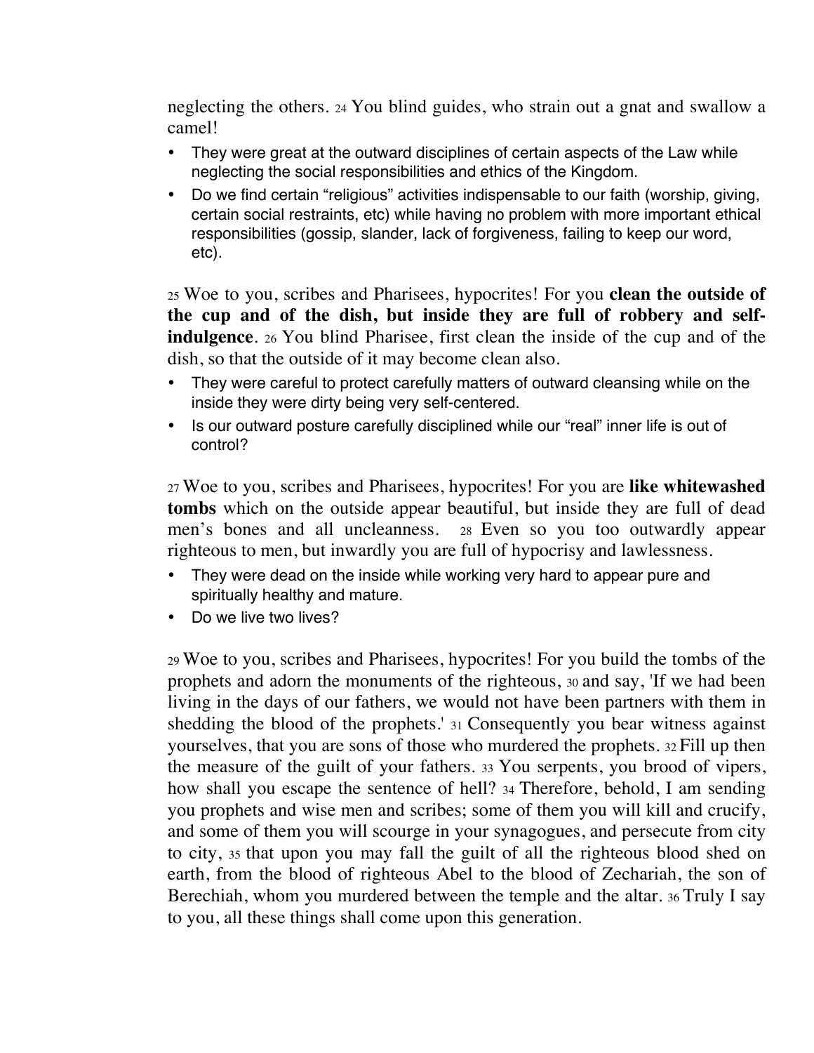neglecting the others. 24 You blind guides, who strain out a gnat and swallow a camel!

- They were great at the outward disciplines of certain aspects of the Law while neglecting the social responsibilities and ethics of the Kingdom.
- Do we find certain "religious" activities indispensable to our faith (worship, giving, certain social restraints, etc) while having no problem with more important ethical responsibilities (gossip, slander, lack of forgiveness, failing to keep our word, etc).

25 Woe to you, scribes and Pharisees, hypocrites! For you **clean the outside of the cup and of the dish, but inside they are full of robbery and self-indulgence**. 26 You blind Pharisee, first clean the inside of the cup and of the dish, so that the outside of it may become clean also.

- They were careful to protect carefully matters of outward cleansing while on the inside they were dirty being very self-centered.
- Is our outward posture carefully disciplined while our "real" inner life is out of control?

27 Woe to you, scribes and Pharisees, hypocrites! For you are **like whitewashed tombs** which on the outside appear beautiful, but inside they are full of dead men's bones and all uncleanness. 28 Even so you too outwardly appear righteous to men, but inwardly you are full of hypocrisy and lawlessness.

- They were dead on the inside while working very hard to appear pure and spiritually healthy and mature.
- Do we live two lives?

29 Woe to you, scribes and Pharisees, hypocrites! For you build the tombs of the prophets and adorn the monuments of the righteous, 30 and say, 'If we had been living in the days of our fathers, we would not have been partners with them in shedding the blood of the prophets.' 31 Consequently you bear witness against yourselves, that you are sons of those who murdered the prophets. 32 Fill up then the measure of the guilt of your fathers. 33 You serpents, you brood of vipers, how shall you escape the sentence of hell? 34 Therefore, behold, I am sending you prophets and wise men and scribes; some of them you will kill and crucify, and some of them you will scourge in your synagogues, and persecute from city to city, 35 that upon you may fall the guilt of all the righteous blood shed on earth, from the blood of righteous Abel to the blood of Zechariah, the son of Berechiah, whom you murdered between the temple and the altar. 36 Truly I say to you, all these things shall come upon this generation.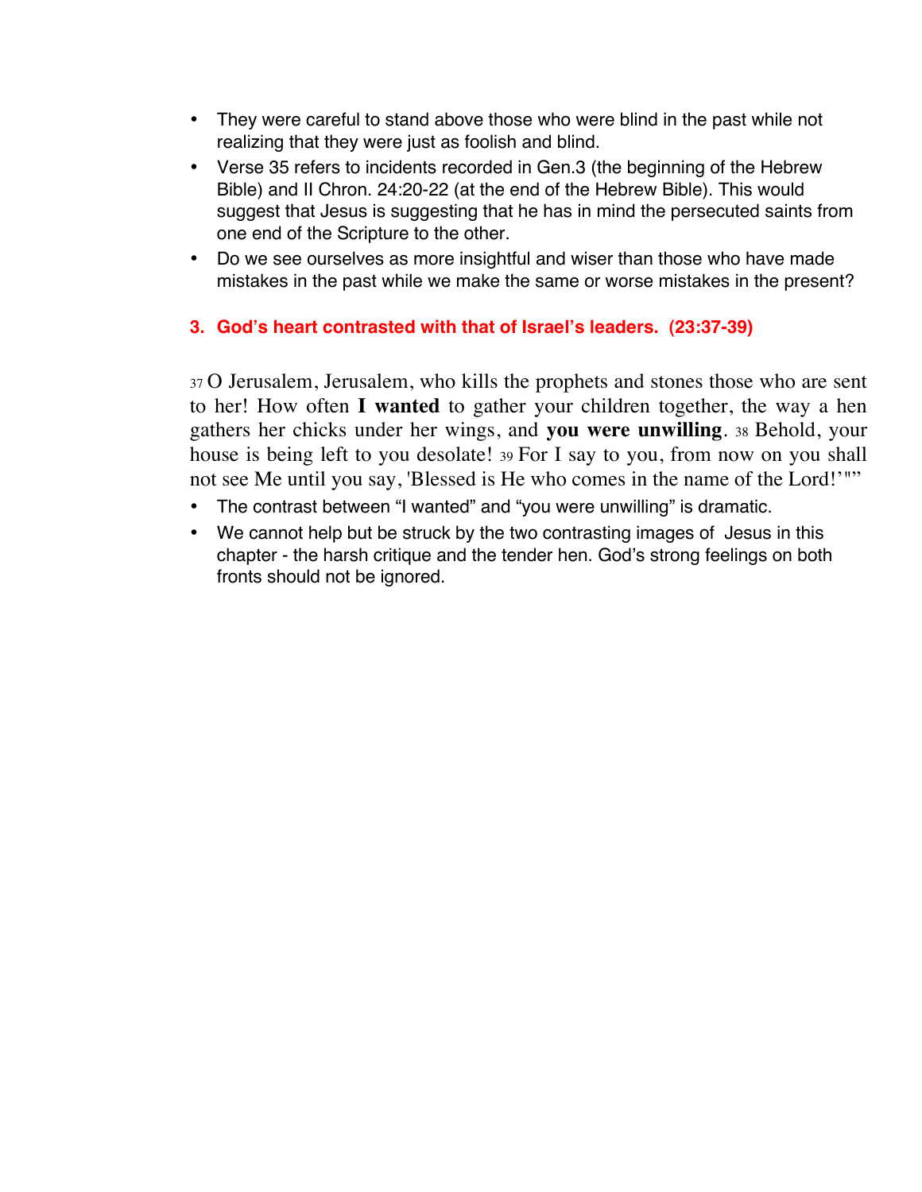- They were careful to stand above those who were blind in the past while not realizing that they were just as foolish and blind.
- Verse 35 refers to incidents recorded in Gen.3 (the beginning of the Hebrew Bible) and II Chron. 24:20-22 (at the end of the Hebrew Bible). This would suggest that Jesus is suggesting that he has in mind the persecuted saints from one end of the Scripture to the other.
- Do we see ourselves as more insightful and wiser than those who have made mistakes in the past while we make the same or worse mistakes in the present?

### 3. God's heart contrasted with that of Israel's leaders. (23:37-39)

37 O Jerusalem, Jerusalem, who kills the prophets and stones those who are sent to her! How often **I wanted** to gather your children together, the way a hen gathers her chicks under her wings, and **you were unwilling**. 38 Behold, your house is being left to you desolate! 39 For I say to you, from now on you shall not see Me until you say, 'Blessed is He who comes in the name of the Lord!' ""

- The contrast between "I wanted" and "you were unwilling" is dramatic.
- We cannot help but be struck by the two contrasting images of Jesus in this chapter - the harsh critique and the tender hen. God's strong feelings on both fronts should not be ignored.